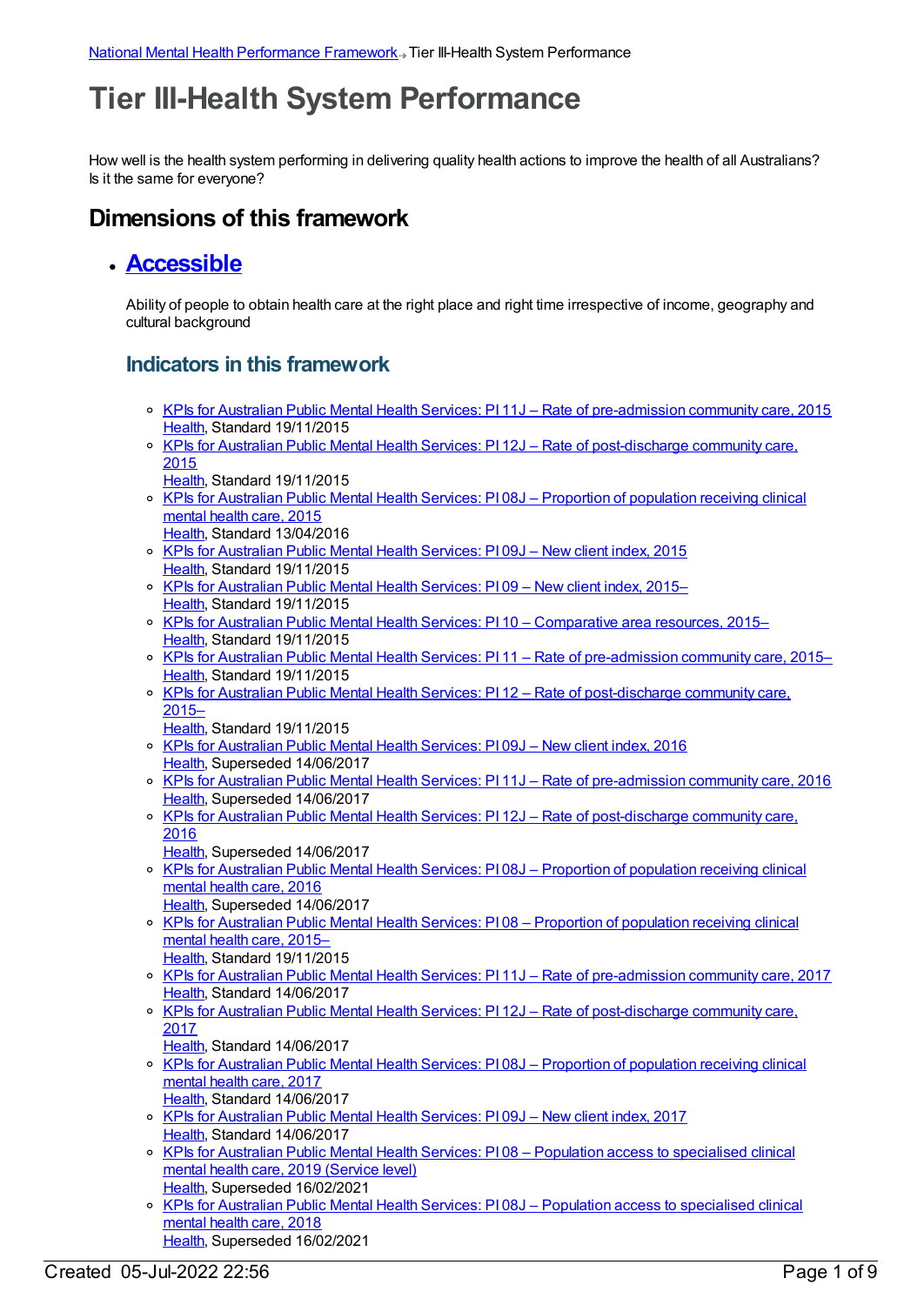[National Mental Health Performance Framework](#) → Tier III-Health System Performance

# Tier III-Health System Performance

How well is the health system performing in delivering quality health actions to improve the health of all Australians? Is it the same for everyone?

## Dimensions of this framework

- ## [Accessible](#)

  Ability of people to obtain health care at the right place and right time irrespective of income, geography and cultural background

  ### Indicators in this framework

  - [KPIs for Australian Public Mental Health Services: PI 11J – Rate of pre-admission community care, 2015](#)
    [Health](#), Standard 19/11/2015
  - [KPIs for Australian Public Mental Health Services: PI 12J – Rate of post-discharge community care, 2015](#)
    [Health](#), Standard 19/11/2015
  - [KPIs for Australian Public Mental Health Services: PI 08J – Proportion of population receiving clinical mental health care, 2015](#)
    [Health](#), Standard 13/04/2016
  - [KPIs for Australian Public Mental Health Services: PI 09J – New client index, 2015](#)
    [Health](#), Standard 19/11/2015
  - [KPIs for Australian Public Mental Health Services: PI 09 – New client index, 2015–](#)
    [Health](#), Standard 19/11/2015
  - [KPIs for Australian Public Mental Health Services: PI 10 – Comparative area resources, 2015–](#)
    [Health](#), Standard 19/11/2015
  - [KPIs for Australian Public Mental Health Services: PI 11 – Rate of pre-admission community care, 2015–](#)
    [Health](#), Standard 19/11/2015
  - [KPIs for Australian Public Mental Health Services: PI 12 – Rate of post-discharge community care, 2015–](#)
    [Health](#), Standard 19/11/2015
  - [KPIs for Australian Public Mental Health Services: PI 09J – New client index, 2016](#)
    [Health](#), Superseded 14/06/2017
  - [KPIs for Australian Public Mental Health Services: PI 11J – Rate of pre-admission community care, 2016](#)
    [Health](#), Superseded 14/06/2017
  - [KPIs for Australian Public Mental Health Services: PI 12J – Rate of post-discharge community care, 2016](#)
    [Health](#), Superseded 14/06/2017
  - [KPIs for Australian Public Mental Health Services: PI 08J – Proportion of population receiving clinical mental health care, 2016](#)
    [Health](#), Superseded 14/06/2017
  - [KPIs for Australian Public Mental Health Services: PI 08 – Proportion of population receiving clinical mental health care, 2015–](#)
    [Health](#), Standard 19/11/2015
  - [KPIs for Australian Public Mental Health Services: PI 11J – Rate of pre-admission community care, 2017](#)
    [Health](#), Standard 14/06/2017
  - [KPIs for Australian Public Mental Health Services: PI 12J – Rate of post-discharge community care, 2017](#)
    [Health](#), Standard 14/06/2017
  - [KPIs for Australian Public Mental Health Services: PI 08J – Proportion of population receiving clinical mental health care, 2017](#)
    [Health](#), Standard 14/06/2017
  - [KPIs for Australian Public Mental Health Services: PI 09J – New client index, 2017](#)
    [Health](#), Standard 14/06/2017
  - [KPIs for Australian Public Mental Health Services: PI 08 – Population access to specialised clinical mental health care, 2019 (Service level)](#)
    [Health](#), Superseded 16/02/2021
  - [KPIs for Australian Public Mental Health Services: PI 08J – Population access to specialised clinical mental health care, 2018](#)
    [Health](#), Superseded 16/02/2021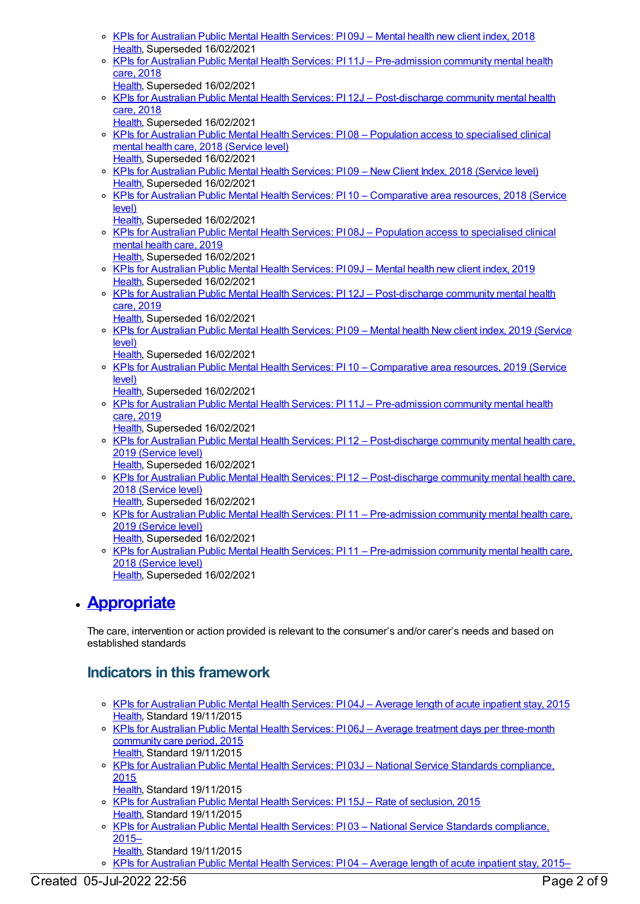- KPIs for Australian Public Mental Health Services: PI 09J – Mental health new client index, 2018
  Health, Superseded 16/02/2021
- KPIs for Australian Public Mental Health Services: PI 11J – Pre-admission community mental health care, 2018
  Health, Superseded 16/02/2021
- KPIs for Australian Public Mental Health Services: PI 12J – Post-discharge community mental health care, 2018
  Health, Superseded 16/02/2021
- KPIs for Australian Public Mental Health Services: PI 08 – Population access to specialised clinical mental health care, 2018 (Service level)
  Health, Superseded 16/02/2021
- KPIs for Australian Public Mental Health Services: PI 09 – New Client Index, 2018 (Service level)
  Health, Superseded 16/02/2021
- KPIs for Australian Public Mental Health Services: PI 10 – Comparative area resources, 2018 (Service level)
  Health, Superseded 16/02/2021
- KPIs for Australian Public Mental Health Services: PI 08J – Population access to specialised clinical mental health care, 2019
  Health, Superseded 16/02/2021
- KPIs for Australian Public Mental Health Services: PI 09J – Mental health new client index, 2019
  Health, Superseded 16/02/2021
- KPIs for Australian Public Mental Health Services: PI 12J – Post-discharge community mental health care, 2019
  Health, Superseded 16/02/2021
- KPIs for Australian Public Mental Health Services: PI 09 – Mental health New client index, 2019 (Service level)
  Health, Superseded 16/02/2021
- KPIs for Australian Public Mental Health Services: PI 10 – Comparative area resources, 2019 (Service level)
  Health, Superseded 16/02/2021
- KPIs for Australian Public Mental Health Services: PI 11J – Pre-admission community mental health care, 2019
  Health, Superseded 16/02/2021
- KPIs for Australian Public Mental Health Services: PI 12 – Post-discharge community mental health care, 2019 (Service level)
  Health, Superseded 16/02/2021
- KPIs for Australian Public Mental Health Services: PI 12 – Post-discharge community mental health care, 2018 (Service level)
  Health, Superseded 16/02/2021
- KPIs for Australian Public Mental Health Services: PI 11 – Pre-admission community mental health care, 2019 (Service level)
  Health, Superseded 16/02/2021
- KPIs for Australian Public Mental Health Services: PI 11 – Pre-admission community mental health care, 2018 (Service level)
  Health, Superseded 16/02/2021

## Appropriate

The care, intervention or action provided is relevant to the consumer's and/or carer's needs and based on established standards

### Indicators in this framework

- KPIs for Australian Public Mental Health Services: PI 04J – Average length of acute inpatient stay, 2015
  Health, Standard 19/11/2015
- KPIs for Australian Public Mental Health Services: PI 06J – Average treatment days per three-month community care period, 2015
  Health, Standard 19/11/2015
- KPIs for Australian Public Mental Health Services: PI 03J – National Service Standards compliance, 2015
  Health, Standard 19/11/2015
- KPIs for Australian Public Mental Health Services: PI 15J – Rate of seclusion, 2015
  Health, Standard 19/11/2015
- KPIs for Australian Public Mental Health Services: PI 03 – National Service Standards compliance, 2015–
  Health, Standard 19/11/2015
- KPIs for Australian Public Mental Health Services: PI 04 – Average length of acute inpatient stay, 2015–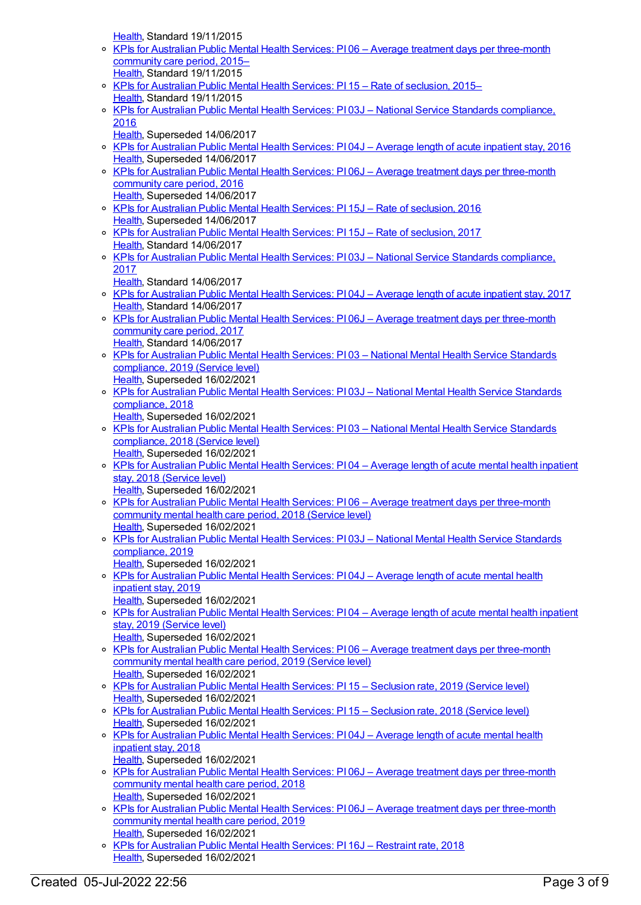Health, Standard 19/11/2015
- KPIs for Australian Public Mental Health Services: PI 06 – Average treatment days per three-month community care period, 2015–
Health, Standard 19/11/2015
- KPIs for Australian Public Mental Health Services: PI 15 – Rate of seclusion, 2015–
Health, Standard 19/11/2015
- KPIs for Australian Public Mental Health Services: PI 03J – National Service Standards compliance, 2016
Health, Superseded 14/06/2017
- KPIs for Australian Public Mental Health Services: PI 04J – Average length of acute inpatient stay, 2016
Health, Superseded 14/06/2017
- KPIs for Australian Public Mental Health Services: PI 06J – Average treatment days per three-month community care period, 2016
Health, Superseded 14/06/2017
- KPIs for Australian Public Mental Health Services: PI 15J – Rate of seclusion, 2016
Health, Superseded 14/06/2017
- KPIs for Australian Public Mental Health Services: PI 15J – Rate of seclusion, 2017
Health, Standard 14/06/2017
- KPIs for Australian Public Mental Health Services: PI 03J – National Service Standards compliance, 2017
Health, Standard 14/06/2017
- KPIs for Australian Public Mental Health Services: PI 04J – Average length of acute inpatient stay, 2017
Health, Standard 14/06/2017
- KPIs for Australian Public Mental Health Services: PI 06J – Average treatment days per three-month community care period, 2017
Health, Standard 14/06/2017
- KPIs for Australian Public Mental Health Services: PI 03 – National Mental Health Service Standards compliance, 2019 (Service level)
Health, Superseded 16/02/2021
- KPIs for Australian Public Mental Health Services: PI 03J – National Mental Health Service Standards compliance, 2018
Health, Superseded 16/02/2021
- KPIs for Australian Public Mental Health Services: PI 03 – National Mental Health Service Standards compliance, 2018 (Service level)
Health, Superseded 16/02/2021
- KPIs for Australian Public Mental Health Services: PI 04 – Average length of acute mental health inpatient stay, 2018 (Service level)
Health, Superseded 16/02/2021
- KPIs for Australian Public Mental Health Services: PI 06 – Average treatment days per three-month community mental health care period, 2018 (Service level)
Health, Superseded 16/02/2021
- KPIs for Australian Public Mental Health Services: PI 03J – National Mental Health Service Standards compliance, 2019
Health, Superseded 16/02/2021
- KPIs for Australian Public Mental Health Services: PI 04J – Average length of acute mental health inpatient stay, 2019
Health, Superseded 16/02/2021
- KPIs for Australian Public Mental Health Services: PI 04 – Average length of acute mental health inpatient stay, 2019 (Service level)
Health, Superseded 16/02/2021
- KPIs for Australian Public Mental Health Services: PI 06 – Average treatment days per three-month community mental health care period, 2019 (Service level)
Health, Superseded 16/02/2021
- KPIs for Australian Public Mental Health Services: PI 15 – Seclusion rate, 2019 (Service level)
Health, Superseded 16/02/2021
- KPIs for Australian Public Mental Health Services: PI 15 – Seclusion rate, 2018 (Service level)
Health, Superseded 16/02/2021
- KPIs for Australian Public Mental Health Services: PI 04J – Average length of acute mental health inpatient stay, 2018
Health, Superseded 16/02/2021
- KPIs for Australian Public Mental Health Services: PI 06J – Average treatment days per three-month community mental health care period, 2018
Health, Superseded 16/02/2021
- KPIs for Australian Public Mental Health Services: PI 06J – Average treatment days per three-month community mental health care period, 2019
Health, Superseded 16/02/2021
- KPIs for Australian Public Mental Health Services: PI 16J – Restraint rate, 2018
Health, Superseded 16/02/2021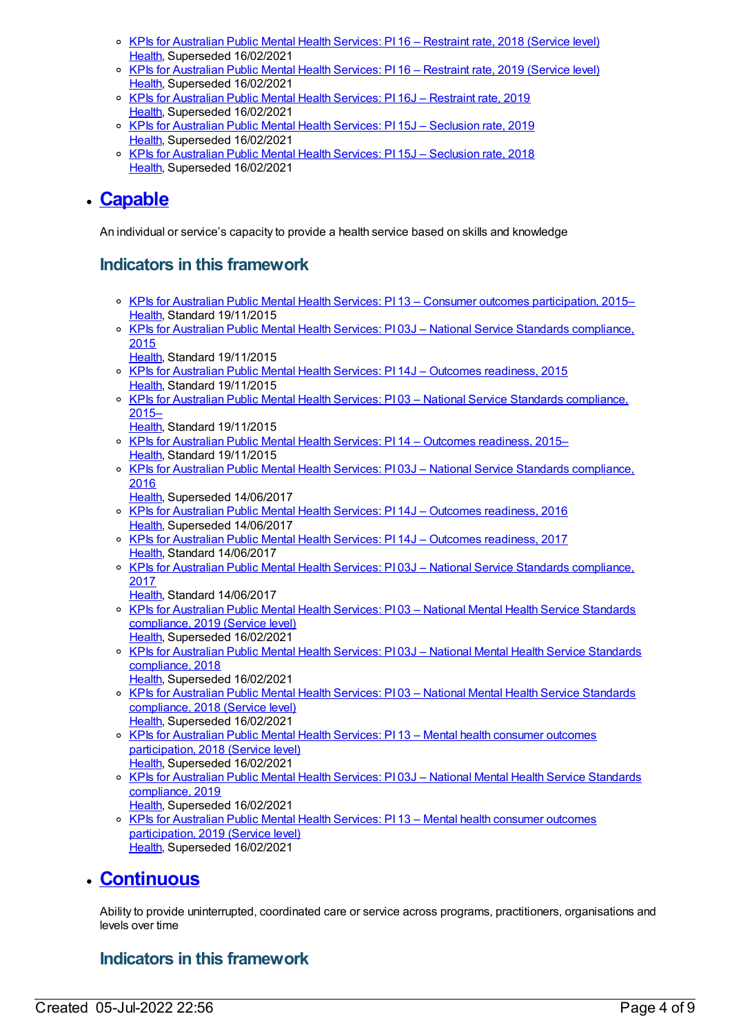- [KPIs for Australian Public Mental Health Services: PI 16 – Restraint rate, 2018 (Service level)](#)
  [Health](#), Superseded 16/02/2021
- [KPIs for Australian Public Mental Health Services: PI 16 – Restraint rate, 2019 (Service level)](#)
  [Health](#), Superseded 16/02/2021
- [KPIs for Australian Public Mental Health Services: PI 16J – Restraint rate, 2019](#)
  [Health](#), Superseded 16/02/2021
- [KPIs for Australian Public Mental Health Services: PI 15J – Seclusion rate, 2019](#)
  [Health](#), Superseded 16/02/2021
- [KPIs for Australian Public Mental Health Services: PI 15J – Seclusion rate, 2018](#)
  [Health](#), Superseded 16/02/2021

- ## [Capable](#)

An individual or service's capacity to provide a health service based on skills and knowledge

### Indicators in this framework

- [KPIs for Australian Public Mental Health Services: PI 13 – Consumer outcomes participation, 2015–](#)
  [Health](#), Standard 19/11/2015
- [KPIs for Australian Public Mental Health Services: PI 03J – National Service Standards compliance, 2015](#)
  [Health](#), Standard 19/11/2015
- [KPIs for Australian Public Mental Health Services: PI 14J – Outcomes readiness, 2015](#)
  [Health](#), Standard 19/11/2015
- [KPIs for Australian Public Mental Health Services: PI 03 – National Service Standards compliance, 2015–](#)
  [Health](#), Standard 19/11/2015
- [KPIs for Australian Public Mental Health Services: PI 14 – Outcomes readiness, 2015–](#)
  [Health](#), Standard 19/11/2015
- [KPIs for Australian Public Mental Health Services: PI 03J – National Service Standards compliance, 2016](#)
  [Health](#), Superseded 14/06/2017
- [KPIs for Australian Public Mental Health Services: PI 14J – Outcomes readiness, 2016](#)
  [Health](#), Superseded 14/06/2017
- [KPIs for Australian Public Mental Health Services: PI 14J – Outcomes readiness, 2017](#)
  [Health](#), Standard 14/06/2017
- [KPIs for Australian Public Mental Health Services: PI 03J – National Service Standards compliance, 2017](#)
  [Health](#), Standard 14/06/2017
- [KPIs for Australian Public Mental Health Services: PI 03 – National Mental Health Service Standards compliance, 2019 (Service level)](#)
  [Health](#), Superseded 16/02/2021
- [KPIs for Australian Public Mental Health Services: PI 03J – National Mental Health Service Standards compliance, 2018](#)
  [Health](#), Superseded 16/02/2021
- [KPIs for Australian Public Mental Health Services: PI 03 – National Mental Health Service Standards compliance, 2018 (Service level)](#)
  [Health](#), Superseded 16/02/2021
- [KPIs for Australian Public Mental Health Services: PI 13 – Mental health consumer outcomes participation, 2018 (Service level)](#)
  [Health](#), Superseded 16/02/2021
- [KPIs for Australian Public Mental Health Services: PI 03J – National Mental Health Service Standards compliance, 2019](#)
  [Health](#), Superseded 16/02/2021
- [KPIs for Australian Public Mental Health Services: PI 13 – Mental health consumer outcomes participation, 2019 (Service level)](#)
  [Health](#), Superseded 16/02/2021

- ## [Continuous](#)

Ability to provide uninterrupted, coordinated care or service across programs, practitioners, organisations and levels over time

### Indicators in this framework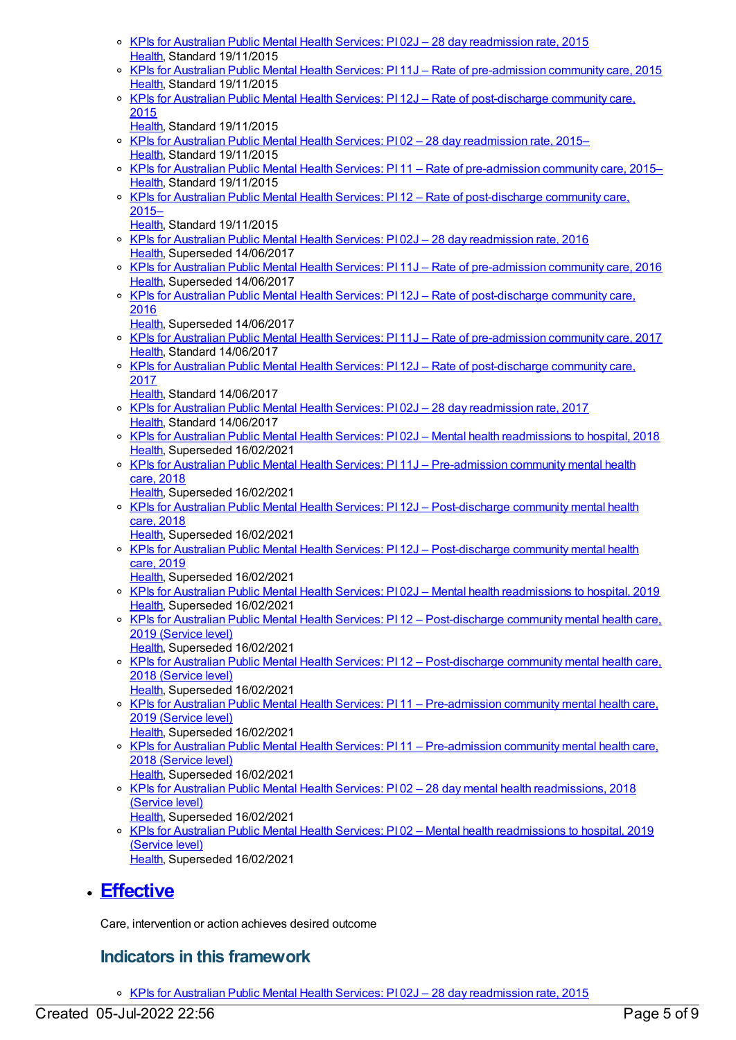- KPIs for Australian Public Mental Health Services: PI 02J – 28 day readmission rate, 2015
  Health, Standard 19/11/2015
- KPIs for Australian Public Mental Health Services: PI 11J – Rate of pre-admission community care, 2015
  Health, Standard 19/11/2015
- KPIs for Australian Public Mental Health Services: PI 12J – Rate of post-discharge community care, 2015
  Health, Standard 19/11/2015
- KPIs for Australian Public Mental Health Services: PI 02 – 28 day readmission rate, 2015–
  Health, Standard 19/11/2015
- KPIs for Australian Public Mental Health Services: PI 11 – Rate of pre-admission community care, 2015–
  Health, Standard 19/11/2015
- KPIs for Australian Public Mental Health Services: PI 12 – Rate of post-discharge community care, 2015–
  Health, Standard 19/11/2015
- KPIs for Australian Public Mental Health Services: PI 02J – 28 day readmission rate, 2016
  Health, Superseded 14/06/2017
- KPIs for Australian Public Mental Health Services: PI 11J – Rate of pre-admission community care, 2016
  Health, Superseded 14/06/2017
- KPIs for Australian Public Mental Health Services: PI 12J – Rate of post-discharge community care, 2016
  Health, Superseded 14/06/2017
- KPIs for Australian Public Mental Health Services: PI 11J – Rate of pre-admission community care, 2017
  Health, Standard 14/06/2017
- KPIs for Australian Public Mental Health Services: PI 12J – Rate of post-discharge community care, 2017
  Health, Standard 14/06/2017
- KPIs for Australian Public Mental Health Services: PI 02J – 28 day readmission rate, 2017
  Health, Standard 14/06/2017
- KPIs for Australian Public Mental Health Services: PI 02J – Mental health readmissions to hospital, 2018
  Health, Superseded 16/02/2021
- KPIs for Australian Public Mental Health Services: PI 11J – Pre-admission community mental health care, 2018
  Health, Superseded 16/02/2021
- KPIs for Australian Public Mental Health Services: PI 12J – Post-discharge community mental health care, 2018
  Health, Superseded 16/02/2021
- KPIs for Australian Public Mental Health Services: PI 12J – Post-discharge community mental health care, 2019
  Health, Superseded 16/02/2021
- KPIs for Australian Public Mental Health Services: PI 02J – Mental health readmissions to hospital, 2019
  Health, Superseded 16/02/2021
- KPIs for Australian Public Mental Health Services: PI 12 – Post-discharge community mental health care, 2019 (Service level)
  Health, Superseded 16/02/2021
- KPIs for Australian Public Mental Health Services: PI 12 – Post-discharge community mental health care, 2018 (Service level)
  Health, Superseded 16/02/2021
- KPIs for Australian Public Mental Health Services: PI 11 – Pre-admission community mental health care, 2019 (Service level)
  Health, Superseded 16/02/2021
- KPIs for Australian Public Mental Health Services: PI 11 – Pre-admission community mental health care, 2018 (Service level)
  Health, Superseded 16/02/2021
- KPIs for Australian Public Mental Health Services: PI 02 – 28 day mental health readmissions, 2018 (Service level)
  Health, Superseded 16/02/2021
- KPIs for Australian Public Mental Health Services: PI 02 – Mental health readmissions to hospital, 2019 (Service level)
  Health, Superseded 16/02/2021

## Effective

Care, intervention or action achieves desired outcome

### Indicators in this framework

- KPIs for Australian Public Mental Health Services: PI 02J – 28 day readmission rate, 2015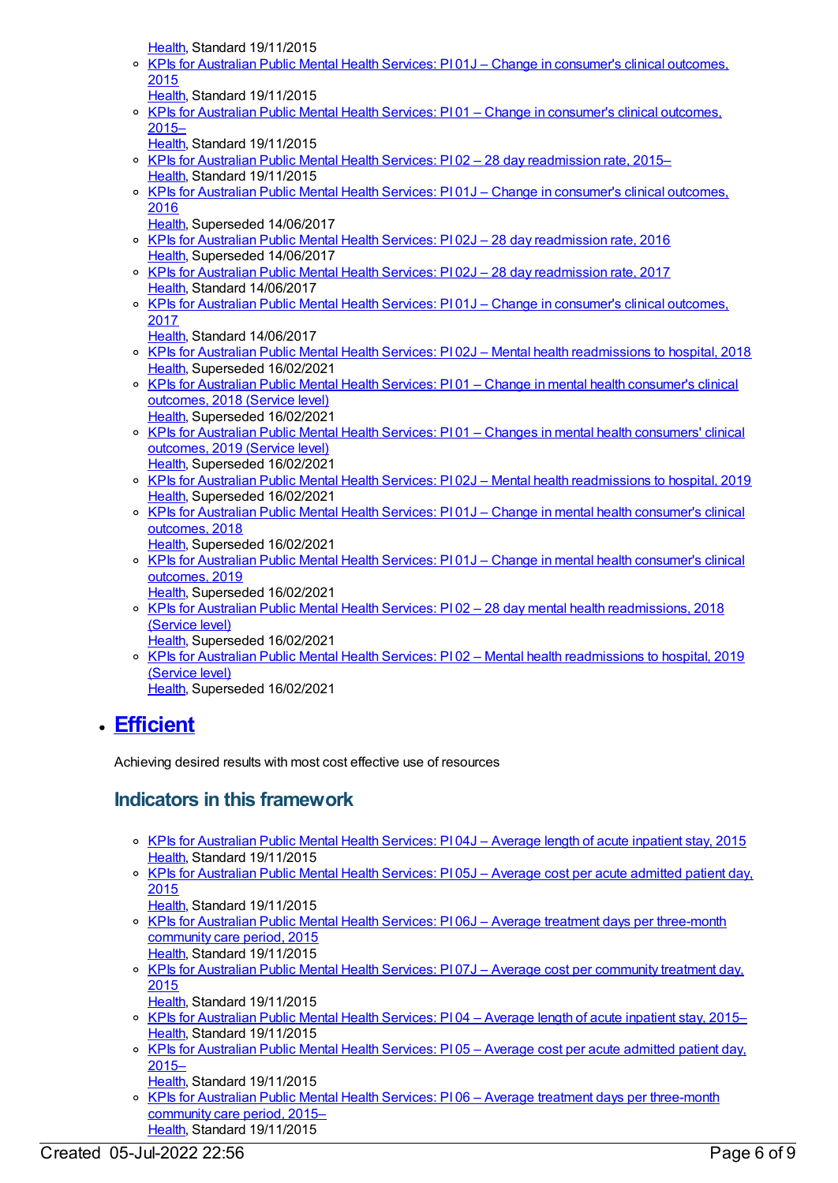Health, Standard 19/11/2015
    - KPIs for Australian Public Mental Health Services: PI 01J – Change in consumer's clinical outcomes, 2015
      Health, Standard 19/11/2015
    - KPIs for Australian Public Mental Health Services: PI 01 – Change in consumer's clinical outcomes, 2015–
      Health, Standard 19/11/2015
    - KPIs for Australian Public Mental Health Services: PI 02 – 28 day readmission rate, 2015–
      Health, Standard 19/11/2015
    - KPIs for Australian Public Mental Health Services: PI 01J – Change in consumer's clinical outcomes, 2016
      Health, Superseded 14/06/2017
    - KPIs for Australian Public Mental Health Services: PI 02J – 28 day readmission rate, 2016
      Health, Superseded 14/06/2017
    - KPIs for Australian Public Mental Health Services: PI 02J – 28 day readmission rate, 2017
      Health, Standard 14/06/2017
    - KPIs for Australian Public Mental Health Services: PI 01J – Change in consumer's clinical outcomes, 2017
      Health, Standard 14/06/2017
    - KPIs for Australian Public Mental Health Services: PI 02J – Mental health readmissions to hospital, 2018
      Health, Superseded 16/02/2021
    - KPIs for Australian Public Mental Health Services: PI 01 – Change in mental health consumer's clinical outcomes, 2018 (Service level)
      Health, Superseded 16/02/2021
    - KPIs for Australian Public Mental Health Services: PI 01 – Changes in mental health consumers' clinical outcomes, 2019 (Service level)
      Health, Superseded 16/02/2021
    - KPIs for Australian Public Mental Health Services: PI 02J – Mental health readmissions to hospital, 2019
      Health, Superseded 16/02/2021
    - KPIs for Australian Public Mental Health Services: PI 01J – Change in mental health consumer's clinical outcomes, 2018
      Health, Superseded 16/02/2021
    - KPIs for Australian Public Mental Health Services: PI 01J – Change in mental health consumer's clinical outcomes, 2019
      Health, Superseded 16/02/2021
    - KPIs for Australian Public Mental Health Services: PI 02 – 28 day mental health readmissions, 2018 (Service level)
      Health, Superseded 16/02/2021
    - KPIs for Australian Public Mental Health Services: PI 02 – Mental health readmissions to hospital, 2019 (Service level)
      Health, Superseded 16/02/2021

- ## Efficient

  Achieving desired results with most cost effective use of resources

  ### Indicators in this framework

    - KPIs for Australian Public Mental Health Services: PI 04J – Average length of acute inpatient stay, 2015
      Health, Standard 19/11/2015
    - KPIs for Australian Public Mental Health Services: PI 05J – Average cost per acute admitted patient day, 2015
      Health, Standard 19/11/2015
    - KPIs for Australian Public Mental Health Services: PI 06J – Average treatment days per three-month community care period, 2015
      Health, Standard 19/11/2015
    - KPIs for Australian Public Mental Health Services: PI 07J – Average cost per community treatment day, 2015
      Health, Standard 19/11/2015
    - KPIs for Australian Public Mental Health Services: PI 04 – Average length of acute inpatient stay, 2015–
      Health, Standard 19/11/2015
    - KPIs for Australian Public Mental Health Services: PI 05 – Average cost per acute admitted patient day, 2015–
      Health, Standard 19/11/2015
    - KPIs for Australian Public Mental Health Services: PI 06 – Average treatment days per three-month community care period, 2015–
      Health, Standard 19/11/2015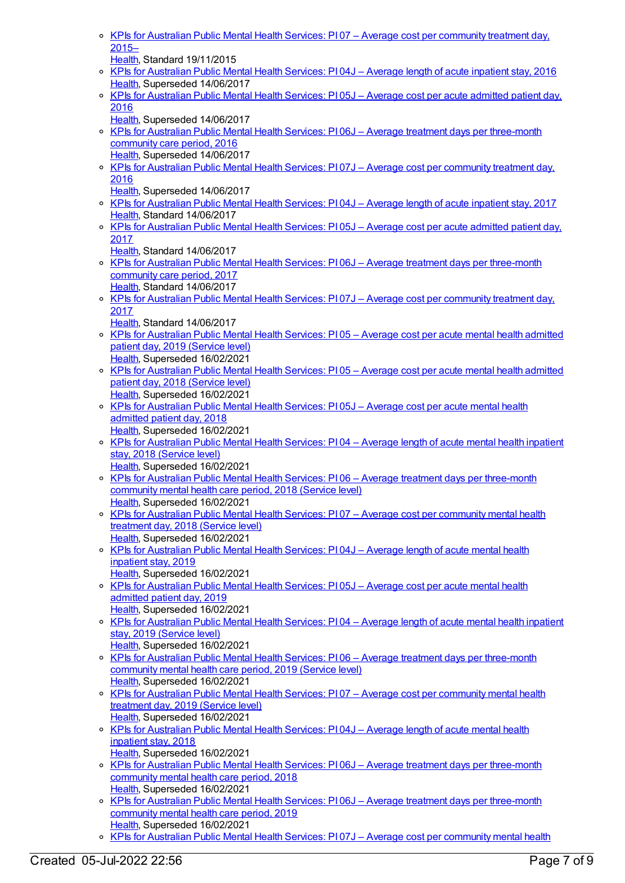- KPIs for Australian Public Mental Health Services: PI 07 – Average cost per community treatment day, 2015–
  Health, Standard 19/11/2015
- KPIs for Australian Public Mental Health Services: PI 04J – Average length of acute inpatient stay, 2016
  Health, Superseded 14/06/2017
- KPIs for Australian Public Mental Health Services: PI 05J – Average cost per acute admitted patient day, 2016
  Health, Superseded 14/06/2017
- KPIs for Australian Public Mental Health Services: PI 06J – Average treatment days per three-month community care period, 2016
  Health, Superseded 14/06/2017
- KPIs for Australian Public Mental Health Services: PI 07J – Average cost per community treatment day, 2016
  Health, Superseded 14/06/2017
- KPIs for Australian Public Mental Health Services: PI 04J – Average length of acute inpatient stay, 2017
  Health, Standard 14/06/2017
- KPIs for Australian Public Mental Health Services: PI 05J – Average cost per acute admitted patient day, 2017
  Health, Standard 14/06/2017
- KPIs for Australian Public Mental Health Services: PI 06J – Average treatment days per three-month community care period, 2017
  Health, Standard 14/06/2017
- KPIs for Australian Public Mental Health Services: PI 07J – Average cost per community treatment day, 2017
  Health, Standard 14/06/2017
- KPIs for Australian Public Mental Health Services: PI 05 – Average cost per acute mental health admitted patient day, 2019 (Service level)
  Health, Superseded 16/02/2021
- KPIs for Australian Public Mental Health Services: PI 05 – Average cost per acute mental health admitted patient day, 2018 (Service level)
  Health, Superseded 16/02/2021
- KPIs for Australian Public Mental Health Services: PI 05J – Average cost per acute mental health admitted patient day, 2018
  Health, Superseded 16/02/2021
- KPIs for Australian Public Mental Health Services: PI 04 – Average length of acute mental health inpatient stay, 2018 (Service level)
  Health, Superseded 16/02/2021
- KPIs for Australian Public Mental Health Services: PI 06 – Average treatment days per three-month community mental health care period, 2018 (Service level)
  Health, Superseded 16/02/2021
- KPIs for Australian Public Mental Health Services: PI 07 – Average cost per community mental health treatment day, 2018 (Service level)
  Health, Superseded 16/02/2021
- KPIs for Australian Public Mental Health Services: PI 04J – Average length of acute mental health inpatient stay, 2019
  Health, Superseded 16/02/2021
- KPIs for Australian Public Mental Health Services: PI 05J – Average cost per acute mental health admitted patient day, 2019
  Health, Superseded 16/02/2021
- KPIs for Australian Public Mental Health Services: PI 04 – Average length of acute mental health inpatient stay, 2019 (Service level)
  Health, Superseded 16/02/2021
- KPIs for Australian Public Mental Health Services: PI 06 – Average treatment days per three-month community mental health care period, 2019 (Service level)
  Health, Superseded 16/02/2021
- KPIs for Australian Public Mental Health Services: PI 07 – Average cost per community mental health treatment day, 2019 (Service level)
  Health, Superseded 16/02/2021
- KPIs for Australian Public Mental Health Services: PI 04J – Average length of acute mental health inpatient stay, 2018
  Health, Superseded 16/02/2021
- KPIs for Australian Public Mental Health Services: PI 06J – Average treatment days per three-month community mental health care period, 2018
  Health, Superseded 16/02/2021
- KPIs for Australian Public Mental Health Services: PI 06J – Average treatment days per three-month community mental health care period, 2019
  Health, Superseded 16/02/2021
- KPIs for Australian Public Mental Health Services: PI 07J – Average cost per community mental health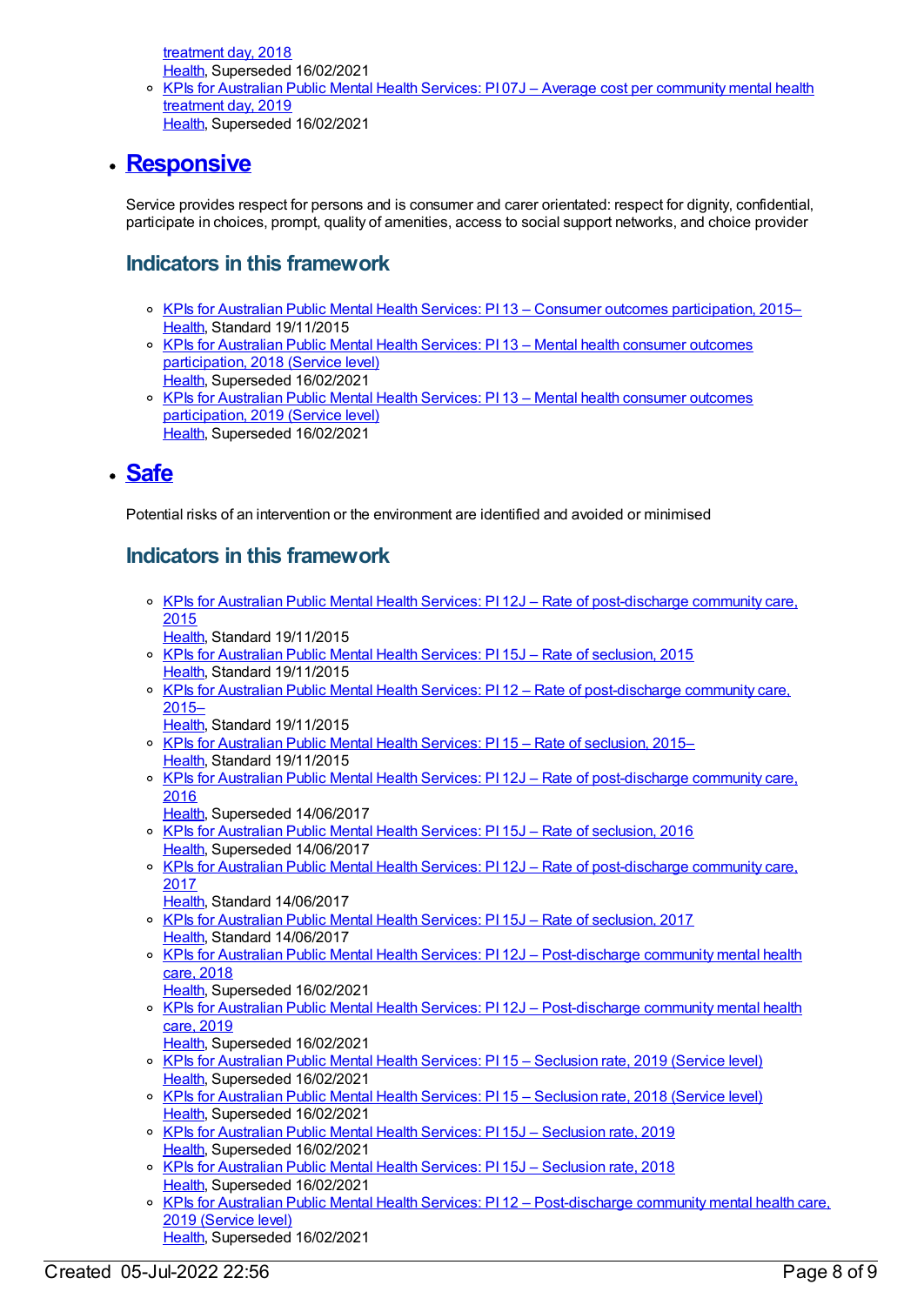treatment day, 2018
Health, Superseded 16/02/2021
- KPIs for Australian Public Mental Health Services: PI 07J – Average cost per community mental health treatment day, 2019
Health, Superseded 16/02/2021

- ## Responsive

Service provides respect for persons and is consumer and carer orientated: respect for dignity, confidential, participate in choices, prompt, quality of amenities, access to social support networks, and choice provider

### Indicators in this framework

- KPIs for Australian Public Mental Health Services: PI 13 – Consumer outcomes participation, 2015–
Health, Standard 19/11/2015
- KPIs for Australian Public Mental Health Services: PI 13 – Mental health consumer outcomes participation, 2018 (Service level)
Health, Superseded 16/02/2021
- KPIs for Australian Public Mental Health Services: PI 13 – Mental health consumer outcomes participation, 2019 (Service level)
Health, Superseded 16/02/2021

- ## Safe

Potential risks of an intervention or the environment are identified and avoided or minimised

### Indicators in this framework

- KPIs for Australian Public Mental Health Services: PI 12J – Rate of post-discharge community care, 2015
Health, Standard 19/11/2015
- KPIs for Australian Public Mental Health Services: PI 15J – Rate of seclusion, 2015
Health, Standard 19/11/2015
- KPIs for Australian Public Mental Health Services: PI 12 – Rate of post-discharge community care, 2015–
Health, Standard 19/11/2015
- KPIs for Australian Public Mental Health Services: PI 15 – Rate of seclusion, 2015–
Health, Standard 19/11/2015
- KPIs for Australian Public Mental Health Services: PI 12J – Rate of post-discharge community care, 2016
Health, Superseded 14/06/2017
- KPIs for Australian Public Mental Health Services: PI 15J – Rate of seclusion, 2016
Health, Superseded 14/06/2017
- KPIs for Australian Public Mental Health Services: PI 12J – Rate of post-discharge community care, 2017
Health, Standard 14/06/2017
- KPIs for Australian Public Mental Health Services: PI 15J – Rate of seclusion, 2017
Health, Standard 14/06/2017
- KPIs for Australian Public Mental Health Services: PI 12J – Post-discharge community mental health care, 2018
Health, Superseded 16/02/2021
- KPIs for Australian Public Mental Health Services: PI 12J – Post-discharge community mental health care, 2019
Health, Superseded 16/02/2021
- KPIs for Australian Public Mental Health Services: PI 15 – Seclusion rate, 2019 (Service level)
Health, Superseded 16/02/2021
- KPIs for Australian Public Mental Health Services: PI 15 – Seclusion rate, 2018 (Service level)
Health, Superseded 16/02/2021
- KPIs for Australian Public Mental Health Services: PI 15J – Seclusion rate, 2019
Health, Superseded 16/02/2021
- KPIs for Australian Public Mental Health Services: PI 15J – Seclusion rate, 2018
Health, Superseded 16/02/2021
- KPIs for Australian Public Mental Health Services: PI 12 – Post-discharge community mental health care, 2019 (Service level)
Health, Superseded 16/02/2021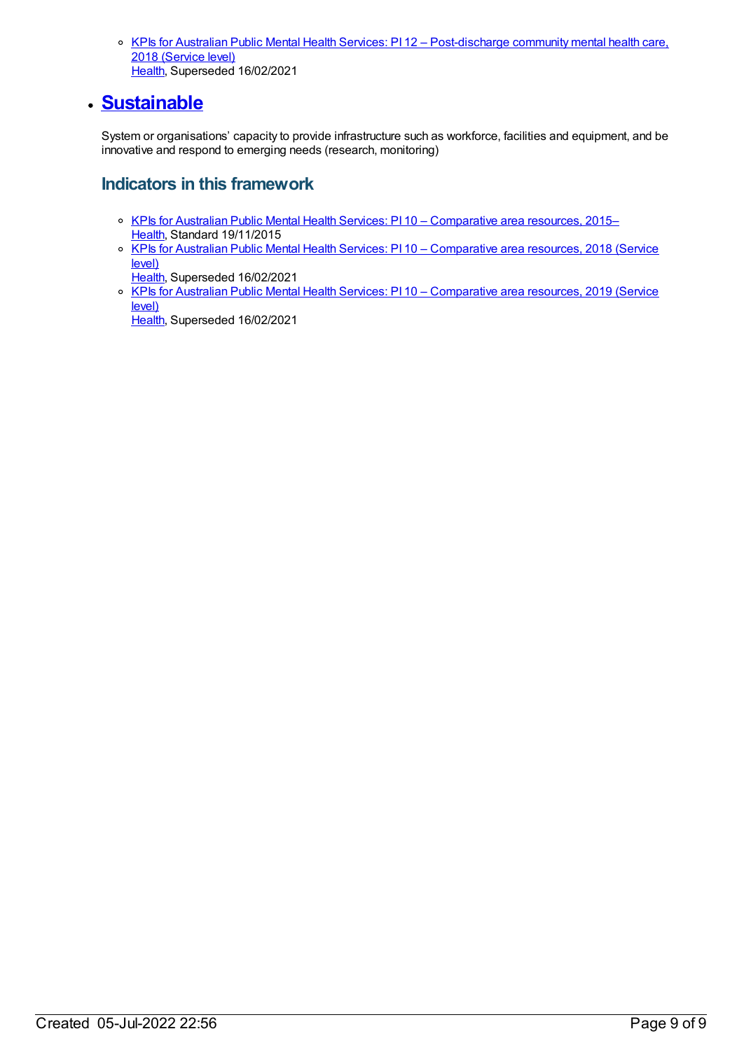- [KPIs for Australian Public Mental Health Services: PI 12 – Post-discharge community mental health care, 2018 (Service level)]
  [Health], Superseded 16/02/2021

- ## **Sustainable**

  System or organisations' capacity to provide infrastructure such as workforce, facilities and equipment, and be innovative and respond to emerging needs (research, monitoring)

  ### Indicators in this framework

  - [KPIs for Australian Public Mental Health Services: PI 10 – Comparative area resources, 2015–]
    [Health], Standard 19/11/2015
  - [KPIs for Australian Public Mental Health Services: PI 10 – Comparative area resources, 2018 (Service level)]
    [Health], Superseded 16/02/2021
  - [KPIs for Australian Public Mental Health Services: PI 10 – Comparative area resources, 2019 (Service level)]
    [Health], Superseded 16/02/2021

Created 05-Jul-2022 22:56